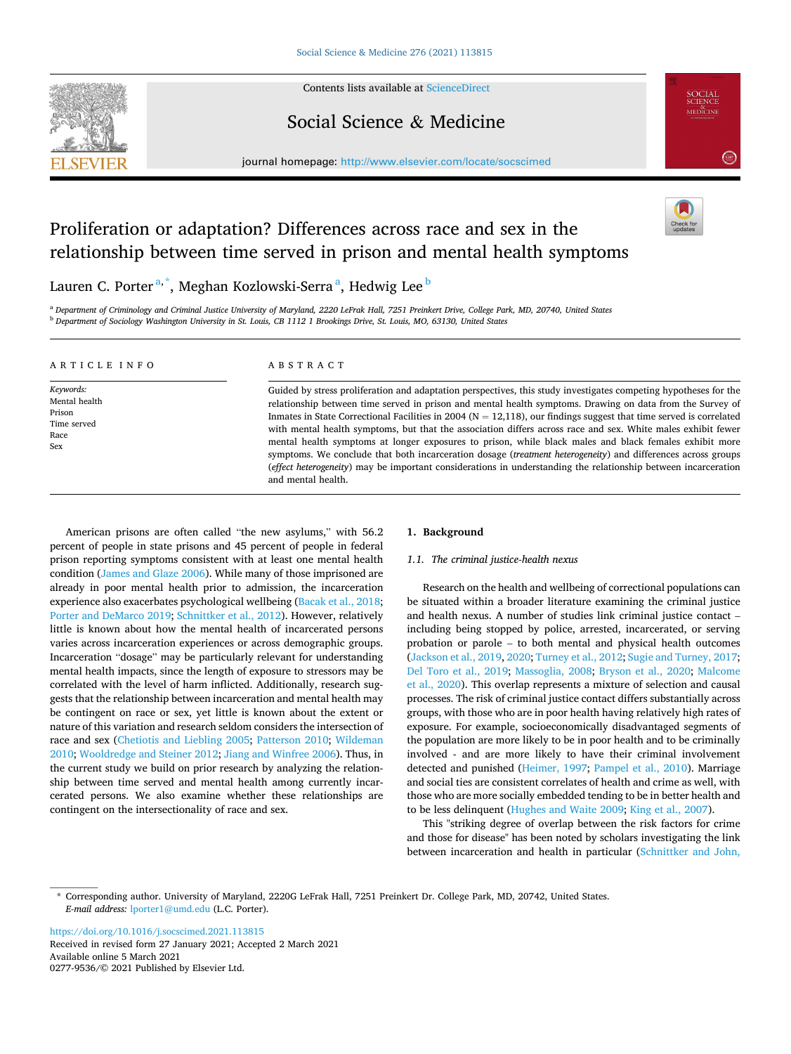# Proliferation or adaptation? Differences across race and sex in the relationship between time served in prison and mental health symptoms

Lauren C. Porter[a,*], Meghan Kozlowski-Serra[a], Hedwig Lee[b]

[a] Department of Criminology and Criminal Justice University of Maryland, 2220 LeFrak Hall, 7251 Preinkert Drive, College Park, MD, 20740, United States

[b] Department of Sociology Washington University in St. Louis, CB 1112 1 Brookings Drive, St. Louis, MO, 63130, United States

## ARTICLE INFO

*Keywords:*
Mental health
Prison
Time served
Race
Sex

## ABSTRACT

Guided by stress proliferation and adaptation perspectives, this study investigates competing hypotheses for the relationship between time served in prison and mental health symptoms. Drawing on data from the Survey of Inmates in State Correctional Facilities in 2004 (N = 12,118), our findings suggest that time served is correlated with mental health symptoms, but that the association differs across race and sex. White males exhibit fewer mental health symptoms at longer exposures to prison, while black males and black females exhibit more symptoms. We conclude that both incarceration dosage (*treatment heterogeneity*) and differences across groups (*effect heterogeneity*) may be important considerations in understanding the relationship between incarceration and mental health.

American prisons are often called "the new asylums," with 56.2 percent of people in state prisons and 45 percent of people in federal prison reporting symptoms consistent with at least one mental health condition (James and Glaze 2006). While many of those imprisoned are already in poor mental health prior to admission, the incarceration experience also exacerbates psychological wellbeing (Bacak et al., 2018; Porter and DeMarco 2019; Schnittker et al., 2012). However, relatively little is known about how the mental health of incarcerated persons varies across incarceration experiences or across demographic groups. Incarceration "dosage" may be particularly relevant for understanding mental health impacts, since the length of exposure to stressors may be correlated with the level of harm inflicted. Additionally, research suggests that the relationship between incarceration and mental health may be contingent on race or sex, yet little is known about the extent or nature of this variation and research seldom considers the intersection of race and sex (Chetiotis and Liebling 2005; Patterson 2010; Wildeman 2010; Wooldredge and Steiner 2012; Jiang and Winfree 2006). Thus, in the current study we build on prior research by analyzing the relationship between time served and mental health among currently incarcerated persons. We also examine whether these relationships are contingent on the intersectionality of race and sex.

## 1. Background

### 1.1. The criminal justice-health nexus

Research on the health and wellbeing of correctional populations can be situated within a broader literature examining the criminal justice and health nexus. A number of studies link criminal justice contact – including being stopped by police, arrested, incarcerated, or serving probation or parole – to both mental and physical health outcomes (Jackson et al., 2019, 2020; Turney et al., 2012; Sugie and Turney, 2017; Del Toro et al., 2019; Massoglia, 2008; Bryson et al., 2020; Malcome et al., 2020). This overlap represents a mixture of selection and causal processes. The risk of criminal justice contact differs substantially across groups, with those who are in poor health having relatively high rates of exposure. For example, socioeconomically disadvantaged segments of the population are more likely to be in poor health and to be criminally involved - and are more likely to have their criminal involvement detected and punished (Heimer, 1997; Pampel et al., 2010). Marriage and social ties are consistent correlates of health and crime as well, with those who are more socially embedded tending to be in better health and to be less delinquent (Hughes and Waite 2009; King et al., 2007).

This "striking degree of overlap between the risk factors for crime and those for disease" has been noted by scholars investigating the link between incarceration and health in particular (Schnittker and John,

---

* Corresponding author. University of Maryland, 2220G LeFrak Hall, 7251 Preinkert Dr. College Park, MD, 20742, United States.
*E-mail address:* lporter1@umd.edu (L.C. Porter).

https://doi.org/10.1016/j.socscimed.2021.113815
Received in revised form 27 January 2021; Accepted 2 March 2021
Available online 5 March 2021
0277-9536/© 2021 Published by Elsevier Ltd.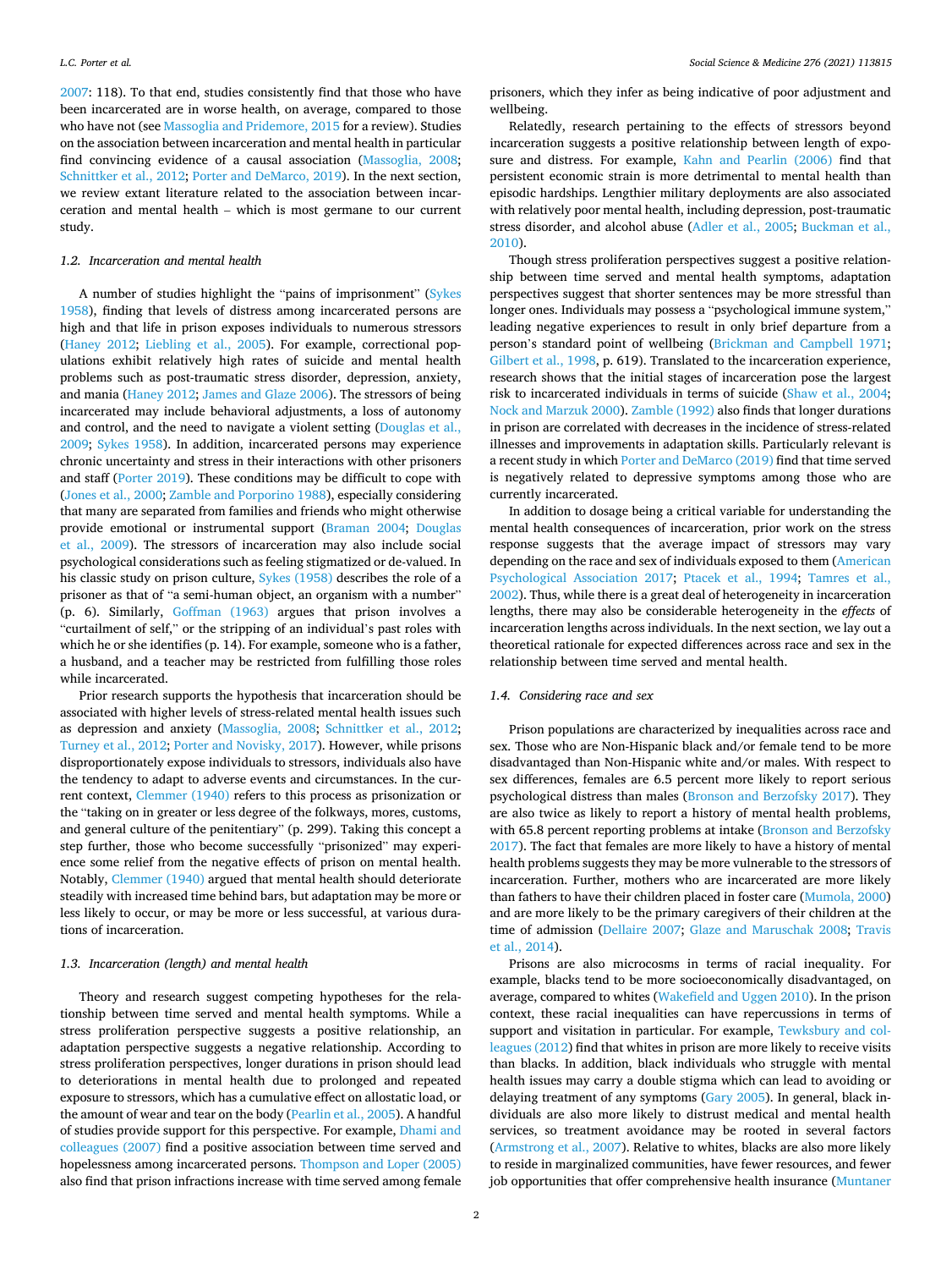2007: 118). To that end, studies consistently find that those who have been incarcerated are in worse health, on average, compared to those who have not (see Massoglia and Pridemore, 2015 for a review). Studies on the association between incarceration and mental health in particular find convincing evidence of a causal association (Massoglia, 2008; Schnittker et al., 2012; Porter and DeMarco, 2019). In the next section, we review extant literature related to the association between incarceration and mental health – which is most germane to our current study.

### 1.2. Incarceration and mental health

A number of studies highlight the "pains of imprisonment" (Sykes 1958), finding that levels of distress among incarcerated persons are high and that life in prison exposes individuals to numerous stressors (Haney 2012; Liebling et al., 2005). For example, correctional populations exhibit relatively high rates of suicide and mental health problems such as post-traumatic stress disorder, depression, anxiety, and mania (Haney 2012; James and Glaze 2006). The stressors of being incarcerated may include behavioral adjustments, a loss of autonomy and control, and the need to navigate a violent setting (Douglas et al., 2009; Sykes 1958). In addition, incarcerated persons may experience chronic uncertainty and stress in their interactions with other prisoners and staff (Porter 2019). These conditions may be difficult to cope with (Jones et al., 2000; Zamble and Porporino 1988), especially considering that many are separated from families and friends who might otherwise provide emotional or instrumental support (Braman 2004; Douglas et al., 2009). The stressors of incarceration may also include social psychological considerations such as feeling stigmatized or de-valued. In his classic study on prison culture, Sykes (1958) describes the role of a prisoner as that of "a semi-human object, an organism with a number" (p. 6). Similarly, Goffman (1963) argues that prison involves a "curtailment of self," or the stripping of an individual's past roles with which he or she identifies (p. 14). For example, someone who is a father, a husband, and a teacher may be restricted from fulfilling those roles while incarcerated.

Prior research supports the hypothesis that incarceration should be associated with higher levels of stress-related mental health issues such as depression and anxiety (Massoglia, 2008; Schnittker et al., 2012; Turney et al., 2012; Porter and Novisky, 2017). However, while prisons disproportionately expose individuals to stressors, individuals also have the tendency to adapt to adverse events and circumstances. In the current context, Clemmer (1940) refers to this process as prisonization or the "taking on in greater or less degree of the folkways, mores, customs, and general culture of the penitentiary" (p. 299). Taking this concept a step further, those who become successfully "prisonized" may experience some relief from the negative effects of prison on mental health. Notably, Clemmer (1940) argued that mental health should deteriorate steadily with increased time behind bars, but adaptation may be more or less likely to occur, or may be more or less successful, at various durations of incarceration.

### 1.3. Incarceration (length) and mental health

Theory and research suggest competing hypotheses for the relationship between time served and mental health symptoms. While a stress proliferation perspective suggests a positive relationship, an adaptation perspective suggests a negative relationship. According to stress proliferation perspectives, longer durations in prison should lead to deteriorations in mental health due to prolonged and repeated exposure to stressors, which has a cumulative effect on allostatic load, or the amount of wear and tear on the body (Pearlin et al., 2005). A handful of studies provide support for this perspective. For example, Dhami and colleagues (2007) find a positive association between time served and hopelessness among incarcerated persons. Thompson and Loper (2005) also find that prison infractions increase with time served among female prisoners, which they infer as being indicative of poor adjustment and wellbeing.

Relatedly, research pertaining to the effects of stressors beyond incarceration suggests a positive relationship between length of exposure and distress. For example, Kahn and Pearlin (2006) find that persistent economic strain is more detrimental to mental health than episodic hardships. Lengthier military deployments are also associated with relatively poor mental health, including depression, post-traumatic stress disorder, and alcohol abuse (Adler et al., 2005; Buckman et al., 2010).

Though stress proliferation perspectives suggest a positive relationship between time served and mental health symptoms, adaptation perspectives suggest that shorter sentences may be more stressful than longer ones. Individuals may possess a "psychological immune system," leading negative experiences to result in only brief departure from a person's standard point of wellbeing (Brickman and Campbell 1971; Gilbert et al., 1998, p. 619). Translated to the incarceration experience, research shows that the initial stages of incarceration pose the largest risk to incarcerated individuals in terms of suicide (Shaw et al., 2004; Nock and Marzuk 2000). Zamble (1992) also finds that longer durations in prison are correlated with decreases in the incidence of stress-related illnesses and improvements in adaptation skills. Particularly relevant is a recent study in which Porter and DeMarco (2019) find that time served is negatively related to depressive symptoms among those who are currently incarcerated.

In addition to dosage being a critical variable for understanding the mental health consequences of incarceration, prior work on the stress response suggests that the average impact of stressors may vary depending on the race and sex of individuals exposed to them (American Psychological Association 2017; Ptacek et al., 1994; Tamres et al., 2002). Thus, while there is a great deal of heterogeneity in incarceration lengths, there may also be considerable heterogeneity in the *effects* of incarceration lengths across individuals. In the next section, we lay out a theoretical rationale for expected differences across race and sex in the relationship between time served and mental health.

### 1.4. Considering race and sex

Prison populations are characterized by inequalities across race and sex. Those who are Non-Hispanic black and/or female tend to be more disadvantaged than Non-Hispanic white and/or males. With respect to sex differences, females are 6.5 percent more likely to report serious psychological distress than males (Bronson and Berzofsky 2017). They are also twice as likely to report a history of mental health problems, with 65.8 percent reporting problems at intake (Bronson and Berzofsky 2017). The fact that females are more likely to have a history of mental health problems suggests they may be more vulnerable to the stressors of incarceration. Further, mothers who are incarcerated are more likely than fathers to have their children placed in foster care (Mumola, 2000) and are more likely to be the primary caregivers of their children at the time of admission (Dellaire 2007; Glaze and Maruschak 2008; Travis et al., 2014).

Prisons are also microcosms in terms of racial inequality. For example, blacks tend to be more socioeconomically disadvantaged, on average, compared to whites (Wakefield and Uggen 2010). In the prison context, these racial inequalities can have repercussions in terms of support and visitation in particular. For example, Tewksbury and colleagues (2012) find that whites in prison are more likely to receive visits than blacks. In addition, black individuals who struggle with mental health issues may carry a double stigma which can lead to avoiding or delaying treatment of any symptoms (Gary 2005). In general, black individuals are also more likely to distrust medical and mental health services, so treatment avoidance may be rooted in several factors (Armstrong et al., 2007). Relative to whites, blacks are also more likely to reside in marginalized communities, have fewer resources, and fewer job opportunities that offer comprehensive health insurance (Muntaner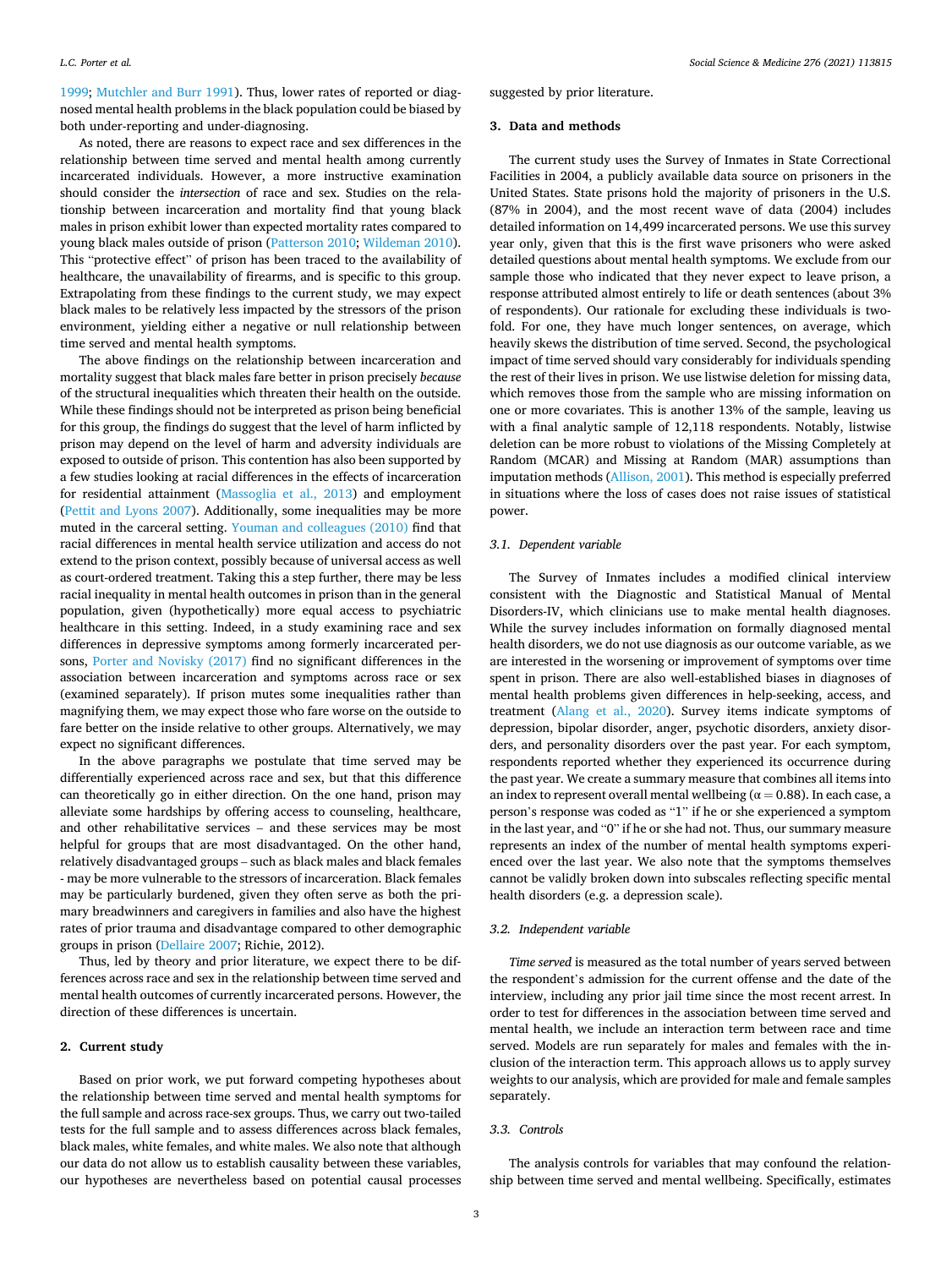1999; Mutchler and Burr 1991). Thus, lower rates of reported or diagnosed mental health problems in the black population could be biased by both under-reporting and under-diagnosing.

As noted, there are reasons to expect race and sex differences in the relationship between time served and mental health among currently incarcerated individuals. However, a more instructive examination should consider the *intersection* of race and sex. Studies on the relationship between incarceration and mortality find that young black males in prison exhibit lower than expected mortality rates compared to young black males outside of prison (Patterson 2010; Wildeman 2010). This "protective effect" of prison has been traced to the availability of healthcare, the unavailability of firearms, and is specific to this group. Extrapolating from these findings to the current study, we may expect black males to be relatively less impacted by the stressors of the prison environment, yielding either a negative or null relationship between time served and mental health symptoms.

The above findings on the relationship between incarceration and mortality suggest that black males fare better in prison precisely *because* of the structural inequalities which threaten their health on the outside. While these findings should not be interpreted as prison being beneficial for this group, the findings do suggest that the level of harm inflicted by prison may depend on the level of harm and adversity individuals are exposed to outside of prison. This contention has also been supported by a few studies looking at racial differences in the effects of incarceration for residential attainment (Massoglia et al., 2013) and employment (Pettit and Lyons 2007). Additionally, some inequalities may be more muted in the carceral setting. Youman and colleagues (2010) find that racial differences in mental health service utilization and access do not extend to the prison context, possibly because of universal access as well as court-ordered treatment. Taking this a step further, there may be less racial inequality in mental health outcomes in prison than in the general population, given (hypothetically) more equal access to psychiatric healthcare in this setting. Indeed, in a study examining race and sex differences in depressive symptoms among formerly incarcerated persons, Porter and Novisky (2017) find no significant differences in the association between incarceration and symptoms across race or sex (examined separately). If prison mutes some inequalities rather than magnifying them, we may expect those who fare worse on the outside to fare better on the inside relative to other groups. Alternatively, we may expect no significant differences.

In the above paragraphs we postulate that time served may be differentially experienced across race and sex, but that this difference can theoretically go in either direction. On the one hand, prison may alleviate some hardships by offering access to counseling, healthcare, and other rehabilitative services – and these services may be most helpful for groups that are most disadvantaged. On the other hand, relatively disadvantaged groups – such as black males and black females - may be more vulnerable to the stressors of incarceration. Black females may be particularly burdened, given they often serve as both the primary breadwinners and caregivers in families and also have the highest rates of prior trauma and disadvantage compared to other demographic groups in prison (Dellaire 2007; Richie, 2012).

Thus, led by theory and prior literature, we expect there to be differences across race and sex in the relationship between time served and mental health outcomes of currently incarcerated persons. However, the direction of these differences is uncertain.

## 2. Current study

Based on prior work, we put forward competing hypotheses about the relationship between time served and mental health symptoms for the full sample and across race-sex groups. Thus, we carry out two-tailed tests for the full sample and to assess differences across black females, black males, white females, and white males. We also note that although our data do not allow us to establish causality between these variables, our hypotheses are nevertheless based on potential causal processes suggested by prior literature.

## 3. Data and methods

The current study uses the Survey of Inmates in State Correctional Facilities in 2004, a publicly available data source on prisoners in the United States. State prisons hold the majority of prisoners in the U.S. (87% in 2004), and the most recent wave of data (2004) includes detailed information on 14,499 incarcerated persons. We use this survey year only, given that this is the first wave prisoners who were asked detailed questions about mental health symptoms. We exclude from our sample those who indicated that they never expect to leave prison, a response attributed almost entirely to life or death sentences (about 3% of respondents). Our rationale for excluding these individuals is two-fold. For one, they have much longer sentences, on average, which heavily skews the distribution of time served. Second, the psychological impact of time served should vary considerably for individuals spending the rest of their lives in prison. We use listwise deletion for missing data, which removes those from the sample who are missing information on one or more covariates. This is another 13% of the sample, leaving us with a final analytic sample of 12,118 respondents. Notably, listwise deletion can be more robust to violations of the Missing Completely at Random (MCAR) and Missing at Random (MAR) assumptions than imputation methods (Allison, 2001). This method is especially preferred in situations where the loss of cases does not raise issues of statistical power.

### 3.1. Dependent variable

The Survey of Inmates includes a modified clinical interview consistent with the Diagnostic and Statistical Manual of Mental Disorders-IV, which clinicians use to make mental health diagnoses. While the survey includes information on formally diagnosed mental health disorders, we do not use diagnosis as our outcome variable, as we are interested in the worsening or improvement of symptoms over time spent in prison. There are also well-established biases in diagnoses of mental health problems given differences in help-seeking, access, and treatment (Alang et al., 2020). Survey items indicate symptoms of depression, bipolar disorder, anger, psychotic disorders, anxiety disorders, and personality disorders over the past year. For each symptom, respondents reported whether they experienced its occurrence during the past year. We create a summary measure that combines all items into an index to represent overall mental wellbeing ($\alpha = 0.88$). In each case, a person's response was coded as "1" if he or she experienced a symptom in the last year, and "0" if he or she had not. Thus, our summary measure represents an index of the number of mental health symptoms experienced over the last year. We also note that the symptoms themselves cannot be validly broken down into subscales reflecting specific mental health disorders (e.g. a depression scale).

### 3.2. Independent variable

*Time served* is measured as the total number of years served between the respondent's admission for the current offense and the date of the interview, including any prior jail time since the most recent arrest. In order to test for differences in the association between time served and mental health, we include an interaction term between race and time served. Models are run separately for males and females with the inclusion of the interaction term. This approach allows us to apply survey weights to our analysis, which are provided for male and female samples separately.

### 3.3. Controls

The analysis controls for variables that may confound the relationship between time served and mental wellbeing. Specifically, estimates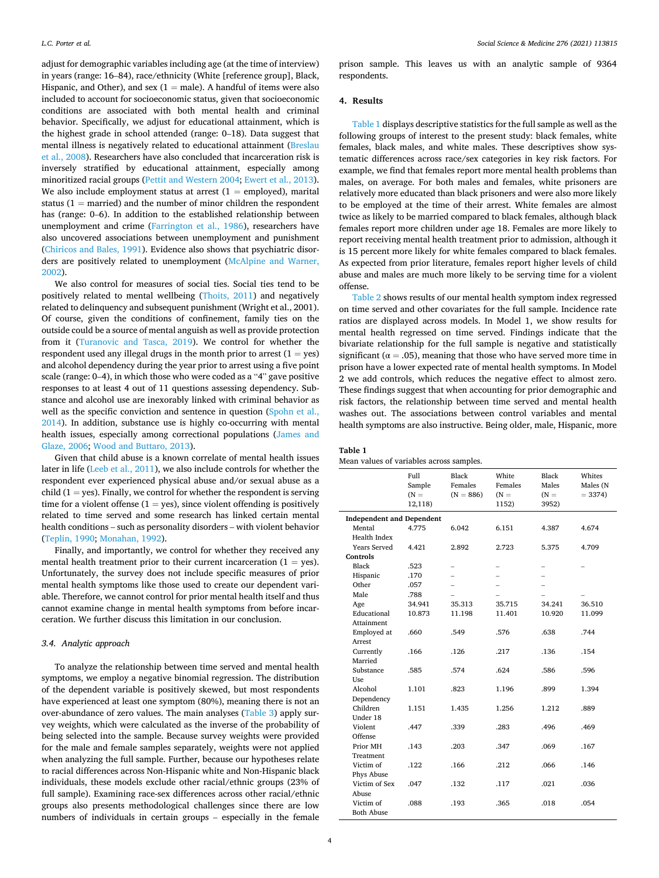adjust for demographic variables including age (at the time of interview) in years (range: 16–84), race/ethnicity (White [reference group], Black, Hispanic, and Other), and sex (1 = male). A handful of items were also included to account for socioeconomic status, given that socioeconomic conditions are associated with both mental health and criminal behavior. Specifically, we adjust for educational attainment, which is the highest grade in school attended (range: 0–18). Data suggest that mental illness is negatively related to educational attainment (Breslau et al., 2008). Researchers have also concluded that incarceration risk is inversely stratified by educational attainment, especially among minoritized racial groups (Pettit and Western 2004; Ewert et al., 2013). We also include employment status at arrest (1 = employed), marital status (1 = married) and the number of minor children the respondent has (range: 0–6). In addition to the established relationship between unemployment and crime (Farrington et al., 1986), researchers have also uncovered associations between unemployment and punishment (Chiricos and Bales, 1991). Evidence also shows that psychiatric disorders are positively related to unemployment (McAlpine and Warner, 2002).

We also control for measures of social ties. Social ties tend to be positively related to mental wellbeing (Thoits, 2011) and negatively related to delinquency and subsequent punishment (Wright et al., 2001). Of course, given the conditions of confinement, family ties on the outside could be a source of mental anguish as well as provide protection from it (Turanovic and Tasca, 2019). We control for whether the respondent used any illegal drugs in the month prior to arrest (1 = yes) and alcohol dependency during the year prior to arrest using a five point scale (range: 0–4), in which those who were coded as a "4" gave positive responses to at least 4 out of 11 questions assessing dependency. Substance and alcohol use are inexorably linked with criminal behavior as well as the specific conviction and sentence in question (Spohn et al., 2014). In addition, substance use is highly co-occurring with mental health issues, especially among correctional populations (James and Glaze, 2006; Wood and Buttaro, 2013).

Given that child abuse is a known correlate of mental health issues later in life (Leeb et al., 2011), we also include controls for whether the respondent ever experienced physical abuse and/or sexual abuse as a child (1 = yes). Finally, we control for whether the respondent is serving time for a violent offense (1 = yes), since violent offending is positively related to time served and some research has linked certain mental health conditions – such as personality disorders – with violent behavior (Teplin, 1990; Monahan, 1992).

Finally, and importantly, we control for whether they received any mental health treatment prior to their current incarceration (1 = yes). Unfortunately, the survey does not include specific measures of prior mental health symptoms like those used to create our dependent variable. Therefore, we cannot control for prior mental health itself and thus cannot examine change in mental health symptoms from before incarceration. We further discuss this limitation in our conclusion.

### 3.4. Analytic approach

To analyze the relationship between time served and mental health symptoms, we employ a negative binomial regression. The distribution of the dependent variable is positively skewed, but most respondents have experienced at least one symptom (80%), meaning there is not an over-abundance of zero values. The main analyses (Table 3) apply survey weights, which were calculated as the inverse of the probability of being selected into the sample. Because survey weights were provided for the male and female samples separately, weights were not applied when analyzing the full sample. Further, because our hypotheses relate to racial differences across Non-Hispanic white and Non-Hispanic black individuals, these models exclude other racial/ethnic groups (23% of full sample). Examining race-sex differences across other racial/ethnic groups also presents methodological challenges since there are low numbers of individuals in certain groups – especially in the female prison sample. This leaves us with an analytic sample of 9364 respondents.

## 4. Results

Table 1 displays descriptive statistics for the full sample as well as the following groups of interest to the present study: black females, white females, black males, and white males. These descriptives show systematic differences across race/sex categories in key risk factors. For example, we find that females report more mental health problems than males, on average. For both males and females, white prisoners are relatively more educated than black prisoners and were also more likely to be employed at the time of their arrest. White females are almost twice as likely to be married compared to black females, although black females report more children under 18. Females are more likely to report receiving mental health treatment prior to admission, although it is 15 percent more likely for white females compared to black females. As expected from prior literature, females report higher levels of child abuse and males are much more likely to be serving time for a violent offense.

Table 2 shows results of our mental health symptom index regressed on time served and other covariates for the full sample. Incidence rate ratios are displayed across models. In Model 1, we show results for mental health regressed on time served. Findings indicate that the bivariate relationship for the full sample is negative and statistically significant ($\alpha = .05$), meaning that those who have served more time in prison have a lower expected rate of mental health symptoms. In Model 2 we add controls, which reduces the negative effect to almost zero. These findings suggest that when accounting for prior demographic and risk factors, the relationship between time served and mental health washes out. The associations between control variables and mental health symptoms are also instructive. Being older, male, Hispanic, more

**Table 1**
Mean values of variables across samples.

| | Full Sample (N = 12,118) | Black Females (N = 886) | White Females (N = 1152) | Black Males (N = 3952) | Whites Males (N = 3374) |
|---|---|---|---|---|---|
| **Independent and Dependent** | | | | | |
| Mental Health Index | 4.775 | 6.042 | 6.151 | 4.387 | 4.674 |
| Years Served | 4.421 | 2.892 | 2.723 | 5.375 | 4.709 |
| **Controls** | | | | | |
| Black | .523 | – | – | – | – |
| Hispanic | .170 | – | – | – | |
| Other | .057 | – | – | – | |
| Male | .788 | – | – | – | – |
| Age | 34.941 | 35.313 | 35.715 | 34.241 | 36.510 |
| Educational Attainment | 10.873 | 11.198 | 11.401 | 10.920 | 11.099 |
| Employed at Arrest | .660 | .549 | .576 | .638 | .744 |
| Currently Married | .166 | .126 | .217 | .136 | .154 |
| Substance Use | .585 | .574 | .624 | .586 | .596 |
| Alcohol Dependency | 1.101 | .823 | 1.196 | .899 | 1.394 |
| Children Under 18 | 1.151 | 1.435 | 1.256 | 1.212 | .889 |
| Violent Offense | .447 | .339 | .283 | .496 | .469 |
| Prior MH Treatment | .143 | .203 | .347 | .069 | .167 |
| Victim of Phys Abuse | .122 | .166 | .212 | .066 | .146 |
| Victim of Sex Abuse | .047 | .132 | .117 | .021 | .036 |
| Victim of Both Abuse | .088 | .193 | .365 | .018 | .054 |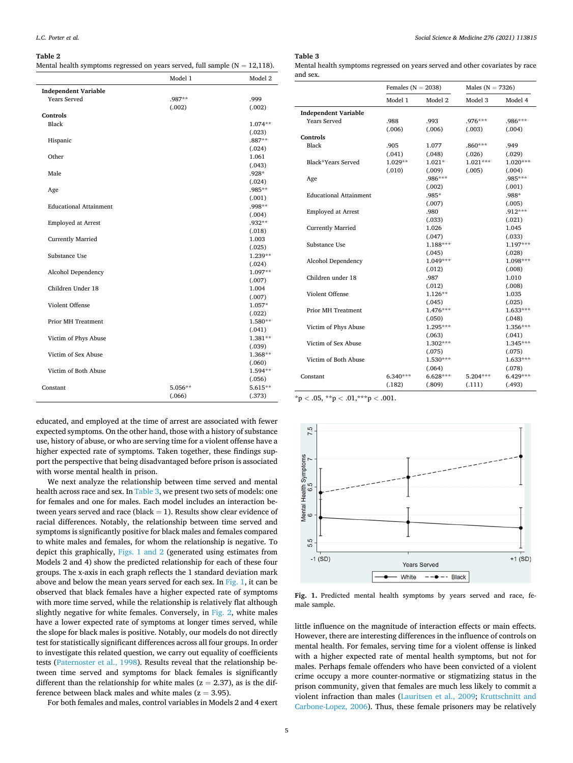**Table 2**
Mental health symptoms regressed on years served, full sample (N = 12,118).

| | Model 1 | Model 2 |
|---|---|---|
| **Independent Variable** | | |
| Years Served | .987** | .999 |
| | (.002) | (.002) |
| **Controls** | | |
| Black | | 1.074** |
| | | (.023) |
| Hispanic | | .887** |
| | | (.024) |
| Other | | 1.061 |
| | | (.043) |
| Male | | .928* |
| | | (.024) |
| Age | | .985** |
| | | (.001) |
| Educational Attainment | | .998** |
| | | (.004) |
| Employed at Arrest | | .932** |
| | | (.018) |
| Currently Married | | 1.003 |
| | | (.025) |
| Substance Use | | 1.239** |
| | | (.024) |
| Alcohol Dependency | | 1.097** |
| | | (.007) |
| Children Under 18 | | 1.004 |
| | | (.007) |
| Violent Offense | | 1.057* |
| | | (.022) |
| Prior MH Treatment | | 1.580** |
| | | (.041) |
| Victim of Phys Abuse | | 1.381** |
| | | (.039) |
| Victim of Sex Abuse | | 1.368** |
| | | (.060) |
| Victim of Both Abuse | | 1.594** |
| | | (.056) |
| Constant | 5.056** | 5.615** |
| | (.066) | (.373) |

educated, and employed at the time of arrest are associated with fewer expected symptoms. On the other hand, those with a history of substance use, history of abuse, or who are serving time for a violent offense have a higher expected rate of symptoms. Taken together, these findings support the perspective that being disadvantaged before prison is associated with worse mental health in prison.

We next analyze the relationship between time served and mental health across race and sex. In Table 3, we present two sets of models: one for females and one for males. Each model includes an interaction between years served and race (black = 1). Results show clear evidence of racial differences. Notably, the relationship between time served and symptoms is significantly positive for black males and females compared to white males and females, for whom the relationship is negative. To depict this graphically, Figs. 1 and 2 (generated using estimates from Models 2 and 4) show the predicted relationship for each of these four groups. The x-axis in each graph reflects the 1 standard deviation mark above and below the mean years served for each sex. In Fig. 1, it can be observed that black females have a higher expected rate of symptoms with more time served, while the relationship is relatively flat although slightly negative for white females. Conversely, in Fig. 2, white males have a lower expected rate of symptoms at longer times served, while the slope for black males is positive. Notably, our models do not directly test for statistically significant differences across all four groups. In order to investigate this related question, we carry out equality of coefficients tests (Paternoster et al., 1998). Results reveal that the relationship between time served and symptoms for black females is significantly different than the relationship for white males (z = 2.37), as is the difference between black males and white males (z = 3.95).

For both females and males, control variables in Models 2 and 4 exert

**Table 3**
Mental health symptoms regressed on years served and other covariates by race and sex.

| | Females (N = 2038) | | Males (N = 7326) | |
|---|---|---|---|---|
| | Model 1 | Model 2 | Model 3 | Model 4 |
| **Independent Variable** | | | | |
| Years Served | .988 | .993 | .976*** | .986*** |
| | (.006) | (.006) | (.003) | (.004) |
| **Controls** | | | | |
| Black | .905 | 1.077 | .860*** | .949 |
| | (.041) | (.048) | (.026) | (.029) |
| Black*Years Served | 1.029** | 1.021* | 1.021*** | 1.020*** |
| | (.010) | (.009) | (.005) | (.004) |
| Age | | .986*** | | .985*** |
| | | (.002) | | (.001) |
| Educational Attainment | | .985* | | .988* |
| | | (.007) | | (.005) |
| Employed at Arrest | | .980 | | .912*** |
| | | (.033) | | (.021) |
| Currently Married | | 1.026 | | 1.045 |
| | | (.047) | | (.033) |
| Substance Use | | 1.188*** | | 1.197*** |
| | | (.045) | | (.028) |
| Alcohol Dependency | | 1.049*** | | 1.098*** |
| | | (.012) | | (.008) |
| Children under 18 | | .987 | | 1.010 |
| | | (.012) | | (.008) |
| Violent Offense | | 1.126** | | 1.035 |
| | | (.045) | | (.025) |
| Prior MH Treatment | | 1.476*** | | 1.633*** |
| | | (.050) | | (.048) |
| Victim of Phys Abuse | | 1.295*** | | 1.356*** |
| | | (.063) | | (.041) |
| Victim of Sex Abuse | | 1.302*** | | 1.345*** |
| | | (.075) | | (.075) |
| Victim of Both Abuse | | 1.530*** | | 1.633*** |
| | | (.064) | | (.078) |
| Constant | 6.340*** | 6.628*** | 5.204*** | 6.429*** |
| | (.182) | (.809) | (.111) | (.493) |

*p < .05, **p < .01, ***p < .001.

**Fig. 1.** Predicted mental health symptoms by years served and race, female sample.

little influence on the magnitude of interaction effects or main effects. However, there are interesting differences in the influence of controls on mental health. For females, serving time for a violent offense is linked with a higher expected rate of mental health symptoms, but not for males. Perhaps female offenders who have been convicted of a violent crime occupy a more counter-normative or stigmatizing status in the prison community, given that females are much less likely to commit a violent infraction than males (Lauritsen et al., 2009; Kruttschnitt and Carbone-Lopez, 2006). Thus, these female prisoners may be relatively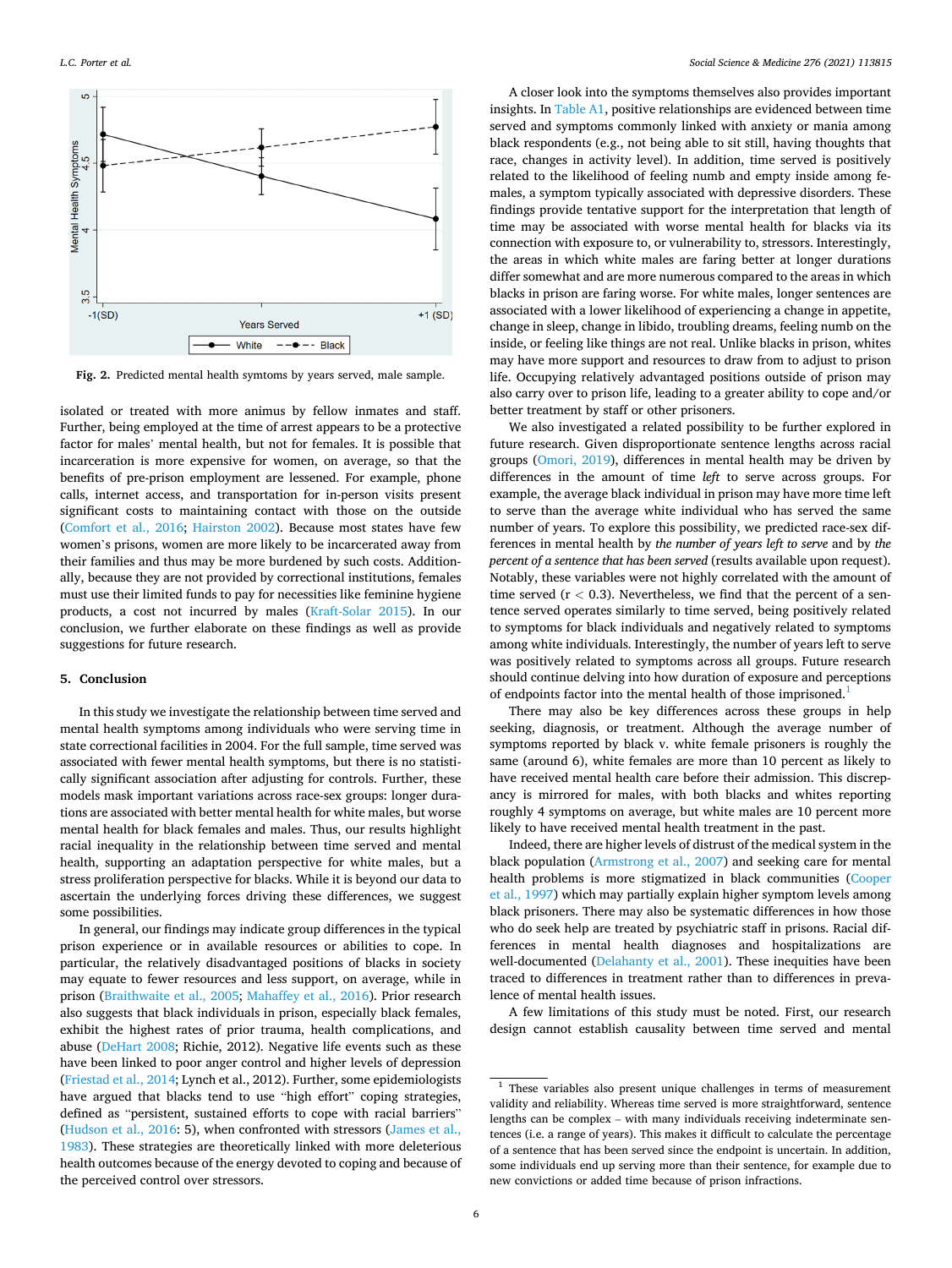Fig. 2. Predicted mental health symtoms by years served, male sample.

isolated or treated with more animus by fellow inmates and staff. Further, being employed at the time of arrest appears to be a protective factor for males' mental health, but not for females. It is possible that incarceration is more expensive for women, on average, so that the benefits of pre-prison employment are lessened. For example, phone calls, internet access, and transportation for in-person visits present significant costs to maintaining contact with those on the outside (Comfort et al., 2016; Hairston 2002). Because most states have few women's prisons, women are more likely to be incarcerated away from their families and thus may be more burdened by such costs. Additionally, because they are not provided by correctional institutions, females must use their limited funds to pay for necessities like feminine hygiene products, a cost not incurred by males (Kraft-Solar 2015). In our conclusion, we further elaborate on these findings as well as provide suggestions for future research.

## 5. Conclusion

In this study we investigate the relationship between time served and mental health symptoms among individuals who were serving time in state correctional facilities in 2004. For the full sample, time served was associated with fewer mental health symptoms, but there is no statistically significant association after adjusting for controls. Further, these models mask important variations across race-sex groups: longer durations are associated with better mental health for white males, but worse mental health for black females and males. Thus, our results highlight racial inequality in the relationship between time served and mental health, supporting an adaptation perspective for white males, but a stress proliferation perspective for blacks. While it is beyond our data to ascertain the underlying forces driving these differences, we suggest some possibilities.

In general, our findings may indicate group differences in the typical prison experience or in available resources or abilities to cope. In particular, the relatively disadvantaged positions of blacks in society may equate to fewer resources and less support, on average, while in prison (Braithwaite et al., 2005; Mahaffey et al., 2016). Prior research also suggests that black individuals in prison, especially black females, exhibit the highest rates of prior trauma, health complications, and abuse (DeHart 2008; Richie, 2012). Negative life events such as these have been linked to poor anger control and higher levels of depression (Friestad et al., 2014; Lynch et al., 2012). Further, some epidemiologists have argued that blacks tend to use "high effort" coping strategies, defined as "persistent, sustained efforts to cope with racial barriers" (Hudson et al., 2016: 5), when confronted with stressors (James et al., 1983). These strategies are theoretically linked with more deleterious health outcomes because of the energy devoted to coping and because of the perceived control over stressors.

A closer look into the symptoms themselves also provides important insights. In Table A1, positive relationships are evidenced between time served and symptoms commonly linked with anxiety or mania among black respondents (e.g., not being able to sit still, having thoughts that race, changes in activity level). In addition, time served is positively related to the likelihood of feeling numb and empty inside among females, a symptom typically associated with depressive disorders. These findings provide tentative support for the interpretation that length of time may be associated with worse mental health for blacks via its connection with exposure to, or vulnerability to, stressors. Interestingly, the areas in which white males are faring better at longer durations differ somewhat and are more numerous compared to the areas in which blacks in prison are faring worse. For white males, longer sentences are associated with a lower likelihood of experiencing a change in appetite, change in sleep, change in libido, troubling dreams, feeling numb on the inside, or feeling like things are not real. Unlike blacks in prison, whites may have more support and resources to draw from to adjust to prison life. Occupying relatively advantaged positions outside of prison may also carry over to prison life, leading to a greater ability to cope and/or better treatment by staff or other prisoners.

We also investigated a related possibility to be further explored in future research. Given disproportionate sentence lengths across racial groups (Omori, 2019), differences in mental health may be driven by differences in the amount of time *left* to serve across groups. For example, the average black individual in prison may have more time left to serve than the average white individual who has served the same number of years. To explore this possibility, we predicted race-sex differences in mental health by *the number of years left to serve* and by *the percent of a sentence that has been served* (results available upon request). Notably, these variables were not highly correlated with the amount of time served ($r < 0.3$). Nevertheless, we find that the percent of a sentence served operates similarly to time served, being positively related to symptoms for black individuals and negatively related to symptoms among white individuals. Interestingly, the number of years left to serve was positively related to symptoms across all groups. Future research should continue delving into how duration of exposure and perceptions of endpoints factor into the mental health of those imprisoned.[1]

There may also be key differences across these groups in help seeking, diagnosis, or treatment. Although the average number of symptoms reported by black v. white female prisoners is roughly the same (around 6), white females are more than 10 percent as likely to have received mental health care before their admission. This discrepancy is mirrored for males, with both blacks and whites reporting roughly 4 symptoms on average, but white males are 10 percent more likely to have received mental health treatment in the past.

Indeed, there are higher levels of distrust of the medical system in the black population (Armstrong et al., 2007) and seeking care for mental health problems is more stigmatized in black communities (Cooper et al., 1997) which may partially explain higher symptom levels among black prisoners. There may also be systematic differences in how those who do seek help are treated by psychiatric staff in prisons. Racial differences in mental health diagnoses and hospitalizations are well-documented (Delahanty et al., 2001). These inequities have been traced to differences in treatment rather than to differences in prevalence of mental health issues.

A few limitations of this study must be noted. First, our research design cannot establish causality between time served and mental

[1] These variables also present unique challenges in terms of measurement validity and reliability. Whereas time served is more straightforward, sentence lengths can be complex – with many individuals receiving indeterminate sentences (i.e. a range of years). This makes it difficult to calculate the percentage of a sentence that has been served since the endpoint is uncertain. In addition, some individuals end up serving more than their sentence, for example due to new convictions or added time because of prison infractions.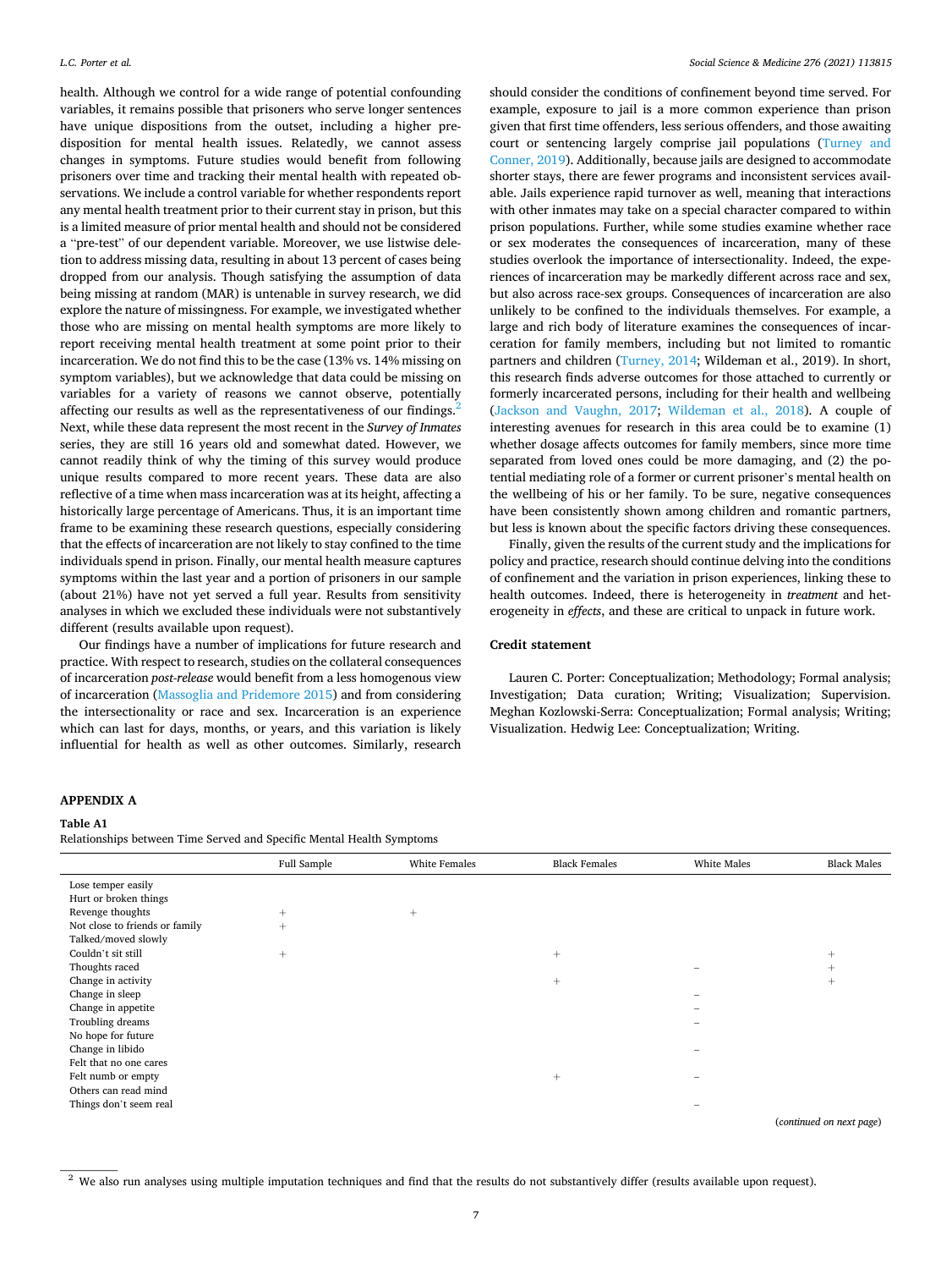health. Although we control for a wide range of potential confounding variables, it remains possible that prisoners who serve longer sentences have unique dispositions from the outset, including a higher predisposition for mental health issues. Relatedly, we cannot assess changes in symptoms. Future studies would benefit from following prisoners over time and tracking their mental health with repeated observations. We include a control variable for whether respondents report any mental health treatment prior to their current stay in prison, but this is a limited measure of prior mental health and should not be considered a "pre-test" of our dependent variable. Moreover, we use listwise deletion to address missing data, resulting in about 13 percent of cases being dropped from our analysis. Though satisfying the assumption of data being missing at random (MAR) is untenable in survey research, we did explore the nature of missingness. For example, we investigated whether those who are missing on mental health symptoms are more likely to report receiving mental health treatment at some point prior to their incarceration. We do not find this to be the case (13% vs. 14% missing on symptom variables), but we acknowledge that data could be missing on variables for a variety of reasons we cannot observe, potentially affecting our results as well as the representativeness of our findings.[2] Next, while these data represent the most recent in the *Survey of Inmates* series, they are still 16 years old and somewhat dated. However, we cannot readily think of why the timing of this survey would produce unique results compared to more recent years. These data are also reflective of a time when mass incarceration was at its height, affecting a historically large percentage of Americans. Thus, it is an important time frame to be examining these research questions, especially considering that the effects of incarceration are not likely to stay confined to the time individuals spend in prison. Finally, our mental health measure captures symptoms within the last year and a portion of prisoners in our sample (about 21%) have not yet served a full year. Results from sensitivity analyses in which we excluded these individuals were not substantively different (results available upon request).

Our findings have a number of implications for future research and practice. With respect to research, studies on the collateral consequences of incarceration *post-release* would benefit from a less homogenous view of incarceration (Massoglia and Pridemore 2015) and from considering the intersectionality or race and sex. Incarceration is an experience which can last for days, months, or years, and this variation is likely influential for health as well as other outcomes. Similarly, research should consider the conditions of confinement beyond time served. For example, exposure to jail is a more common experience than prison given that first time offenders, less serious offenders, and those awaiting court or sentencing largely comprise jail populations (Turney and Conner, 2019). Additionally, because jails are designed to accommodate shorter stays, there are fewer programs and inconsistent services available. Jails experience rapid turnover as well, meaning that interactions with other inmates may take on a special character compared to within prison populations. Further, while some studies examine whether race or sex moderates the consequences of incarceration, many of these studies overlook the importance of intersectionality. Indeed, the experiences of incarceration may be markedly different across race and sex, but also across race-sex groups. Consequences of incarceration are also unlikely to be confined to the individuals themselves. For example, a large and rich body of literature examines the consequences of incarceration for family members, including but not limited to romantic partners and children (Turney, 2014; Wildeman et al., 2019). In short, this research finds adverse outcomes for those attached to currently or formerly incarcerated persons, including for their health and wellbeing (Jackson and Vaughn, 2017; Wildeman et al., 2018). A couple of interesting avenues for research in this area could be to examine (1) whether dosage affects outcomes for family members, since more time separated from loved ones could be more damaging, and (2) the potential mediating role of a former or current prisoner's mental health on the wellbeing of his or her family. To be sure, negative consequences have been consistently shown among children and romantic partners, but less is known about the specific factors driving these consequences.

Finally, given the results of the current study and the implications for policy and practice, research should continue delving into the conditions of confinement and the variation in prison experiences, linking these to health outcomes. Indeed, there is heterogeneity in *treatment* and heterogeneity in *effects*, and these are critical to unpack in future work.

## Credit statement

Lauren C. Porter: Conceptualization; Methodology; Formal analysis; Investigation; Data curation; Writing; Visualization; Supervision. Meghan Kozlowski-Serra: Conceptualization; Formal analysis; Writing; Visualization. Hedwig Lee: Conceptualization; Writing.

## APPENDIX A

**Table A1**
Relationships between Time Served and Specific Mental Health Symptoms

| | Full Sample | White Females | Black Females | White Males | Black Males |
|---|---|---|---|---|---|
| Lose temper easily | | | | | |
| Hurt or broken things | | | | | |
| Revenge thoughts | + | + | | | |
| Not close to friends or family | + | | | | |
| Talked/moved slowly | | | | | |
| Couldn't sit still | + | | + | | + |
| Thoughts raced | | | | – | + |
| Change in activity | | | + | | + |
| Change in sleep | | | | – | |
| Change in appetite | | | | – | |
| Troubling dreams | | | | – | |
| No hope for future | | | | | |
| Change in libido | | | | – | |
| Felt that no one cares | | | | | |
| Felt numb or empty | | | + | – | |
| Others can read mind | | | | | |
| Things don't seem real | | | | – | |

(*continued on next page*)

[2] We also run analyses using multiple imputation techniques and find that the results do not substantively differ (results available upon request).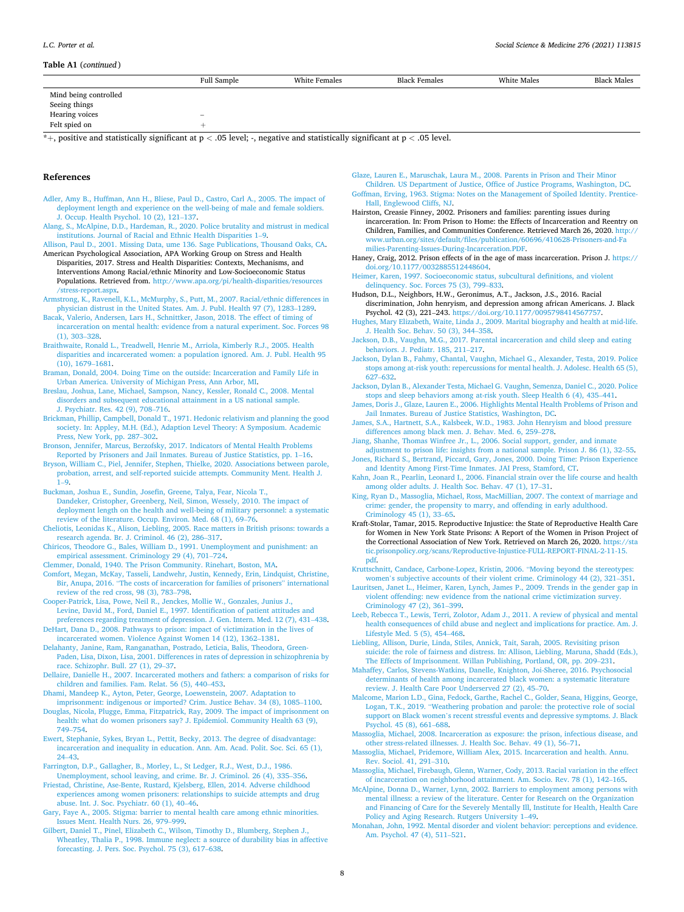**Table A1** (*continued*)

| | Full Sample | White Females | Black Females | White Males | Black Males |
|---|---|---|---|---|---|
| Mind being controlled | | | | | |
| Seeing things | | | | | |
| Hearing voices | – | | | | |
| Felt spied on | + | | | | |

*+, positive and statistically significant at p < .05 level; -, negative and statistically significant at p < .05 level.

## References

Adler, Amy B., Huffman, Ann H., Bliese, Paul D., Castro, Carl A., 2005. The impact of deployment length and experience on the well-being of male and female soldiers. J. Occup. Health Psychol. 10 (2), 121–137.

Alang, S., McAlpine, D.D., Hardeman, R., 2020. Police brutality and mistrust in medical institutions. Journal of Racial and Ethnic Health Disparities 1–9.

Allison, Paul D., 2001. Missing Data, ume 136. Sage Publications, Thousand Oaks, CA.

American Psychological Association, APA Working Group on Stress and Health Disparities, 2017. Stress and Health Disparities: Contexts, Mechanisms, and Interventions Among Racial/ethnic Minority and Low-Socioeconomic Status Populations. Retrieved from. http://www.apa.org/pi/health-disparities/resources/stress-report.aspx.

Armstrong, K., Ravenell, K.L., McMurphy, S., Putt, M., 2007. Racial/ethnic differences in physician distrust in the United States. Am. J. Publ. Health 97 (7), 1283–1289.

Bacak, Valerio, Andersen, Lars H., Schnittker, Jason, 2018. The effect of timing of incarceration on mental health: evidence from a natural experiment. Soc. Forces 98 (1), 303–328.

Braithwaite, Ronald L., Treadwell, Henrie M., Arriola, Kimberly R.J., 2005. Health disparities and incarcerated women: a population ignored. Am. J. Publ. Health 95 (10), 1679–1681.

Braman, Donald, 2004. Doing Time on the outside: Incarceration and Family Life in Urban America. University of Michigan Press, Ann Arbor, MI.

Breslau, Joshua, Lane, Michael, Sampson, Nancy, Kessler, Ronald C., 2008. Mental disorders and subsequent educational attainment in a US national sample. J. Psychiatr. Res. 42 (9), 708–716.

Brickman, Phillip, Campbell, Donald T., 1971. Hedonic relativism and planning the good society. In: Appley, M.H. (Ed.), Adaption Level Theory: A Symposium. Academic Press, New York, pp. 287–302.

Bronson, Jennifer, Marcus, Berzofsky, 2017. Indicators of Mental Health Problems Reported by Prisoners and Jail Inmates. Bureau of Justice Statistics, pp. 1–16.

Bryson, William C., Piel, Jennifer, Stephen, Thielke, 2020. Associations between parole, probation, arrest, and self-reported suicide attempts. Community Ment. Health J. 1–9.

Buckman, Joshua E., Sundin, Josefin, Greene, Talya, Fear, Nicola T., Dandeker, Cristopher, Greenberg, Neil, Simon, Wessely, 2010. The impact of deployment length on the health and well-being of military personnel: a systematic review of the literature. Occup. Environ. Med. 68 (1), 69–76.

Cheliotis, Leonidas K., Alison, Liebling, 2005. Race matters in British prisons: towards a research agenda. Br. J. Criminol. 46 (2), 286–317.

Chiricos, Theodore G., Bales, William D., 1991. Unemployment and punishment: an empirical assessment. Criminology 29 (4), 701–724.

Clemmer, Donald, 1940. The Prison Community. Rinehart, Boston, MA.

Comfort, Megan, McKay, Tasseli, Landwehr, Justin, Kennedy, Erin, Lindquist, Christine, Bir, Anupa, 2016. "The costs of incarceration for families of prisoners" international review of the red cross, 98 (3), 783–798.

Cooper-Patrick, Lisa, Powe, Neil R., Jenckes, Mollie W., Gonzales, Junius J., Levine, David M., Ford, Daniel E., 1997. Identification of patient attitudes and preferences regarding treatment of depression. J. Gen. Intern. Med. 12 (7), 431–438.

DeHart, Dana D., 2008. Pathways to prison: impact of victimization in the lives of incarcerated women. Violence Against Women 14 (12), 1362–1381.

Delahanty, Janine, Ram, Ranganathan, Postrado, Leticia, Balis, Theodora, Green-Paden, Lisa, Dixon, Lisa, 2001. Differences in rates of depression in schizophrenia by race. Schizophr. Bull. 27 (1), 29–37.

Dellaire, Danielle H., 2007. Incarcerated mothers and fathers: a comparison of risks for children and families. Fam. Relat. 56 (5), 440–453.

Dhami, Mandeep K., Ayton, Peter, George, Loewenstein, 2007. Adaptation to imprisonment: indigenous or imported? Crim. Justice Behav. 34 (8), 1085–1100.

Douglas, Nicola, Plugge, Emma, Fitzpatrick, Ray, 2009. The impact of imprisonment on health: what do women prisoners say? J. Epidemiol. Community Health 63 (9), 749–754.

Ewert, Stephanie, Sykes, Bryan L., Pettit, Becky, 2013. The degree of disadvantage: incarceration and inequality in education. Ann. Am. Acad. Polit. Soc. Sci. 65 (1), 24–43.

Farrington, D.P., Gallagher, B., Morley, L., St Ledger, R.J., West, D.J., 1986. Unemployment, school leaving, and crime. Br. J. Criminol. 26 (4), 335–356.

Friestad, Christine, Ase-Bente, Rustard, Kjelsberg, Ellen, 2014. Adverse childhood experiences among women prisoners: relationships to suicide attempts and drug abuse. Int. J. Soc. Psychiatr. 60 (1), 40–46.

Gary, Faye A., 2005. Stigma: barrier to mental health care among ethnic minorities. Issues Ment. Health Nurs. 26, 979–999.

Gilbert, Daniel T., Pinel, Elizabeth C., Wilson, Timothy D., Blumberg, Stephen J., Wheatley, Thalia P., 1998. Immune neglect: a source of durability bias in affective forecasting. J. Pers. Soc. Psychol. 75 (3), 617–638.

Glaze, Lauren E., Maruschak, Laura M., 2008. Parents in Prison and Their Minor Children. US Department of Justice, Office of Justice Programs, Washington, DC.

Goffman, Erving, 1963. Stigma: Notes on the Management of Spoiled Identity. Prentice-Hall, Englewood Cliffs, NJ.

Hairston, Creasie Finney, 2002. Prisoners and families: parenting issues during incarceration. In: From Prison to Home: the Effects of Incarceration and Reentry on Children, Families, and Communities Conference. Retrieved March 26, 2020. http://www.urban.org/sites/default/files/publication/60696/410628-Prisoners-and-Families-Parenting-Issues-During-Incarceration.PDF.

Haney, Craig, 2012. Prison effects of in the age of mass incarceration. Prison J. https://doi.org/10.1177/0032885512448604.

Heimer, Karen, 1997. Socioeconomic status, subcultural definitions, and violent delinquency. Soc. Forces 75 (3), 799–833.

Hudson, D.L., Neighbors, H.W., Geronimus, A.T., Jackson, J.S., 2016. Racial discrimination, John henryism, and depression among african Americans. J. Black Psychol. 42 (3), 221–243. https://doi.org/10.1177/0095798414567757.

Hughes, Mary Elizabeth, Waite, Linda J., 2009. Marital biography and health at mid-life. J. Health Soc. Behav. 50 (3), 344–358.

Jackson, D.B., Vaughn, M.G., 2017. Parental incarceration and child sleep and eating behaviors. J. Pediatr. 185, 211–217.

Jackson, Dylan B., Fahmy, Chantal, Vaughn, Michael G., Alexander, Testa, 2019. Police stops among at-risk youth: repercussions for mental health. J. Adolesc. Health 65 (5), 627–632.

Jackson, Dylan B., Alexander Testa, Michael G. Vaughn, Semenza, Daniel C., 2020. Police stops and sleep behaviors among at-risk youth. Sleep Health 6 (4), 435–441.

James, Doris J., Glaze, Lauren E., 2006. Highlights Mental Health Problems of Prison and Jail Inmates. Bureau of Justice Statistics, Washington, DC.

James, S.A., Hartnett, S.A., Kalsbeek, W.D., 1983. John Henryism and blood pressure differences among black men. J. Behav. Med. 6, 259–278.

Jiang, Shanhe, Thomas Winfree Jr., L., 2006. Social support, gender, and inmate adjustment to prison life: insights from a national sample. Prison J. 86 (1), 32–55.

Jones, Richard S., Bertrand, Piccard, Gary, Jones, 2000. Doing Time: Prison Experience and Identity Among First-Time Inmates. JAI Press, Stamford, CT.

Kahn, Joan R., Pearlin, Leonard I., 2006. Financial strain over the life course and health among older adults. J. Health Soc. Behav. 47 (1), 17–31.

King, Ryan D., Massoglia, Michael, Ross, MacMillian, 2007. The context of marriage and crime: gender, the propensity to marry, and offending in early adulthood. Criminology 45 (1), 33–65.

Kraft-Stolar, Tamar, 2015. Reproductive Injustice: the State of Reproductive Health Care for Women in New York State Prisons: A Report of the Women in Prison Project of the Correctional Association of New York. Retrieved on March 26, 2020. https://static.prisonpolicy.org/scans/Reproductive-Injustice-FULL-REPORT-FINAL-2-11-15.pdf.

Kruttschnitt, Candace, Carbone-Lopez, Kristin, 2006. "Moving beyond the stereotypes: women's subjective accounts of their violent crime. Criminology 44 (2), 321–351.

Lauritsen, Janet L., Heimer, Karen, Lynch, James P., 2009. Trends in the gender gap in violent offending: new evidence from the national crime victimization survey. Criminology 47 (2), 361–399.

Leeb, Rebecca T., Lewis, Terri, Zolotor, Adam J., 2011. A review of physical and mental health consequences of child abuse and neglect and implications for practice. Am. J. Lifestyle Med. 5 (5), 454–468.

Liebling, Allison, Durie, Linda, Stiles, Annick, Tait, Sarah, 2005. Revisiting prison suicide: the role of fairness and distress. In: Allison, Liebling, Maruna, Shadd (Eds.), The Effects of Imprisonment. Willan Publishing, Portland, OR, pp. 209–231.

Mahaffey, Carlos, Stevens-Watkins, Danelle, Knighton, Joi-Sheree, 2016. Psychosocial determinants of health among incarcerated black women: a systematic literature review. J. Health Care Poor Underserved 27 (2), 45–70.

Malcome, Marion L.D., Gina, Fedock, Garthe, Rachel C., Golder, Seana, Higgins, George, Logan, T.K., 2019. "Weathering probation and parole: the protective role of social support on Black women's recent stressful events and depressive symptoms. J. Black Psychol. 45 (8), 661–688.

Massoglia, Michael, 2008. Incarceration as exposure: the prison, infectious disease, and other stress-related illnesses. J. Health Soc. Behav. 49 (1), 56–71.

Massoglia, Michael, Pridemore, William Alex, 2015. Incarceration and health. Annu. Rev. Sociol. 41, 291–310.

Massoglia, Michael, Firebaugh, Glenn, Warner, Cody, 2013. Racial variation in the effect of incarceration on neighborhood attainment. Am. Socio. Rev. 78 (1), 142–165.

McAlpine, Donna D., Warner, Lynn, 2002. Barriers to employment among persons with mental illness: a review of the literature. Center for Research on the Organization and Financing of Care for the Severely Mentally Ill, Institute for Health, Health Care Policy and Aging Research. Rutgers University 1–49.

Monahan, John, 1992. Mental disorder and violent behavior: perceptions and evidence. Am. Psychol. 47 (4), 511–521.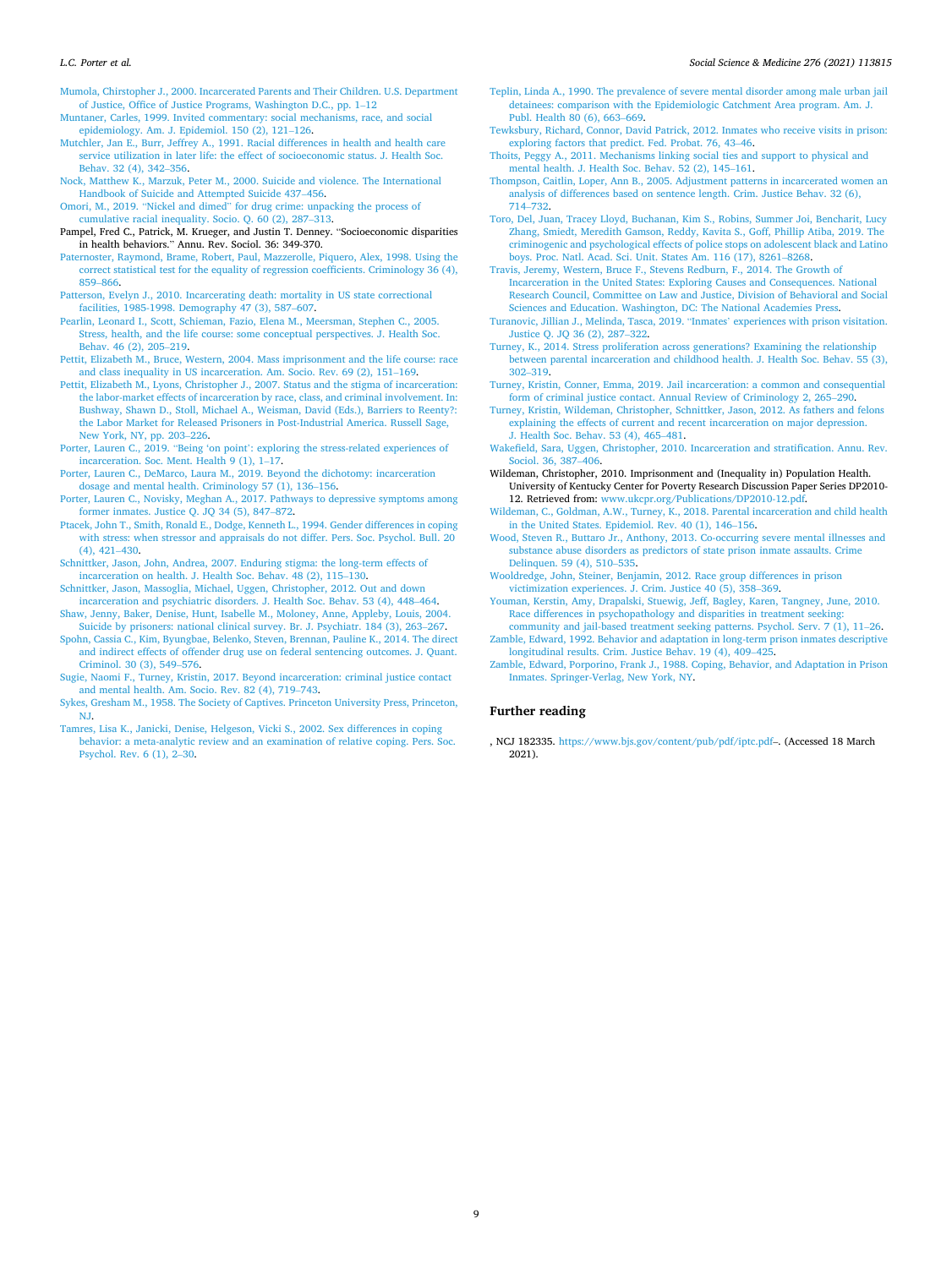Mumola, Chirstopher J., 2000. Incarcerated Parents and Their Children. U.S. Department of Justice, Office of Justice Programs, Washington D.C., pp. 1–12

Muntaner, Carles, 1999. Invited commentary: social mechanisms, race, and social epidemiology. Am. J. Epidemiol. 150 (2), 121–126.

Mutchler, Jan E., Burr, Jeffrey A., 1991. Racial differences in health and health care service utilization in later life: the effect of socioeconomic status. J. Health Soc. Behav. 32 (4), 342–356.

Nock, Matthew K., Marzuk, Peter M., 2000. Suicide and violence. The International Handbook of Suicide and Attempted Suicide 437–456.

Omori, M., 2019. "Nickel and dimed" for drug crime: unpacking the process of cumulative racial inequality. Socio. Q. 60 (2), 287–313.

Pampel, Fred C., Patrick, M. Krueger, and Justin T. Denney. "Socioeconomic disparities in health behaviors." Annu. Rev. Sociol. 36: 349-370.

Paternoster, Raymond, Brame, Robert, Paul, Mazzerolle, Piquero, Alex, 1998. Using the correct statistical test for the equality of regression coefficients. Criminology 36 (4), 859–866.

Patterson, Evelyn J., 2010. Incarcerating death: mortality in US state correctional facilities, 1985-1998. Demography 47 (3), 587–607.

Pearlin, Leonard I., Scott, Schieman, Fazio, Elena M., Meersman, Stephen C., 2005. Stress, health, and the life course: some conceptual perspectives. J. Health Soc. Behav. 46 (2), 205–219.

Pettit, Elizabeth M., Bruce, Western, 2004. Mass imprisonment and the life course: race and class inequality in US incarceration. Am. Socio. Rev. 69 (2), 151–169.

Pettit, Elizabeth M., Lyons, Christopher J., 2007. Status and the stigma of incarceration: the labor-market effects of incarceration by race, class, and criminal involvement. In: Bushway, Shawn D., Stoll, Michael A., Weisman, David (Eds.), Barriers to Reenty?: the Labor Market for Released Prisoners in Post-Industrial America. Russell Sage, New York, NY, pp. 203–226.

Porter, Lauren C., 2019. "Being 'on point': exploring the stress-related experiences of incarceration. Soc. Ment. Health 9 (1), 1–17.

Porter, Lauren C., DeMarco, Laura M., 2019. Beyond the dichotomy: incarceration dosage and mental health. Criminology 57 (1), 136–156.

Porter, Lauren C., Novisky, Meghan A., 2017. Pathways to depressive symptoms among former inmates. Justice Q. JQ 34 (5), 847–872.

Ptacek, John T., Smith, Ronald E., Dodge, Kenneth L., 1994. Gender differences in coping with stress: when stressor and appraisals do not differ. Pers. Soc. Psychol. Bull. 20 (4), 421–430.

Schnittker, Jason, John, Andrea, 2007. Enduring stigma: the long-term effects of incarceration on health. J. Health Soc. Behav. 48 (2), 115–130.

Schnittker, Jason, Massoglia, Michael, Uggen, Christopher, 2012. Out and down incarceration and psychiatric disorders. J. Health Soc. Behav. 53 (4), 448–464.

Shaw, Jenny, Baker, Denise, Hunt, Isabelle M., Moloney, Anne, Appleby, Louis, 2004. Suicide by prisoners: national clinical survey. Br. J. Psychiatr. 184 (3), 263–267.

Spohn, Cassia C., Kim, Byungbae, Belenko, Steven, Brennan, Pauline K., 2014. The direct and indirect effects of offender drug use on federal sentencing outcomes. J. Quant. Criminol. 30 (3), 549–576.

Sugie, Naomi F., Turney, Kristin, 2017. Beyond incarceration: criminal justice contact and mental health. Am. Socio. Rev. 82 (4), 719–743.

Sykes, Gresham M., 1958. The Society of Captives. Princeton University Press, Princeton, NJ.

Tamres, Lisa K., Janicki, Denise, Helgeson, Vicki S., 2002. Sex differences in coping behavior: a meta-analytic review and an examination of relative coping. Pers. Soc. Psychol. Rev. 6 (1), 2–30.

Teplin, Linda A., 1990. The prevalence of severe mental disorder among male urban jail detainees: comparison with the Epidemiologic Catchment Area program. Am. J. Publ. Health 80 (6), 663–669.

Tewksbury, Richard, Connor, David Patrick, 2012. Inmates who receive visits in prison: exploring factors that predict. Fed. Probat. 76, 43–46.

Thoits, Peggy A., 2011. Mechanisms linking social ties and support to physical and mental health. J. Health Soc. Behav. 52 (2), 145–161.

Thompson, Caitlin, Loper, Ann B., 2005. Adjustment patterns in incarcerated women an analysis of differences based on sentence length. Crim. Justice Behav. 32 (6), 714–732.

Toro, Del, Juan, Tracey Lloyd, Buchanan, Kim S., Robins, Summer Joi, Bencharit, Lucy Zhang, Smiedt, Meredith Gamson, Reddy, Kavita S., Goff, Phillip Atiba, 2019. The criminogenic and psychological effects of police stops on adolescent black and Latino boys. Proc. Natl. Acad. Sci. Unit. States Am. 116 (17), 8261–8268.

Travis, Jeremy, Western, Bruce F., Stevens Redburn, F., 2014. The Growth of Incarceration in the United States: Exploring Causes and Consequences. National Research Council, Committee on Law and Justice, Division of Behavioral and Social Sciences and Education. Washington, DC: The National Academies Press.

Turanovic, Jillian J., Melinda, Tasca, 2019. "Inmates' experiences with prison visitation. Justice Q. JQ 36 (2), 287–322.

Turney, K., 2014. Stress proliferation across generations? Examining the relationship between parental incarceration and childhood health. J. Health Soc. Behav. 55 (3), 302–319.

Turney, Kristin, Conner, Emma, 2019. Jail incarceration: a common and consequential form of criminal justice contact. Annual Review of Criminology 2, 265–290.

Turney, Kristin, Wildeman, Christopher, Schnittker, Jason, 2012. As fathers and felons explaining the effects of current and recent incarceration on major depression. J. Health Soc. Behav. 53 (4), 465–481.

Wakefield, Sara, Uggen, Christopher, 2010. Incarceration and stratification. Annu. Rev. Sociol. 36, 387–406.

Wildeman, Christopher, 2010. Imprisonment and (Inequality in) Population Health. University of Kentucky Center for Poverty Research Discussion Paper Series DP2010-12. Retrieved from: www.ukcpr.org/Publications/DP2010-12.pdf.

Wildeman, C., Goldman, A.W., Turney, K., 2018. Parental incarceration and child health in the United States. Epidemiol. Rev. 40 (1), 146–156.

Wood, Steven R., Buttaro Jr., Anthony, 2013. Co-occurring severe mental illnesses and substance abuse disorders as predictors of state prison inmate assaults. Crime Delinquen. 59 (4), 510–535.

Wooldredge, John, Steiner, Benjamin, 2012. Race group differences in prison victimization experiences. J. Crim. Justice 40 (5), 358–369.

Youman, Kerstin, Amy, Drapalski, Stuewig, Jeff, Bagley, Karen, Tangney, June, 2010. Race differences in psychopathology and disparities in treatment seeking: community and jail-based treatment seeking patterns. Psychol. Serv. 7 (1), 11–26.

Zamble, Edward, 1992. Behavior and adaptation in long-term prison inmates descriptive longitudinal results. Crim. Justice Behav. 19 (4), 409–425.

Zamble, Edward, Porporino, Frank J., 1988. Coping, Behavior, and Adaptation in Prison Inmates. Springer-Verlag, New York, NY.

## Further reading

, NCJ 182335. https://www.bjs.gov/content/pub/pdf/iptc.pdf–. (Accessed 18 March 2021).